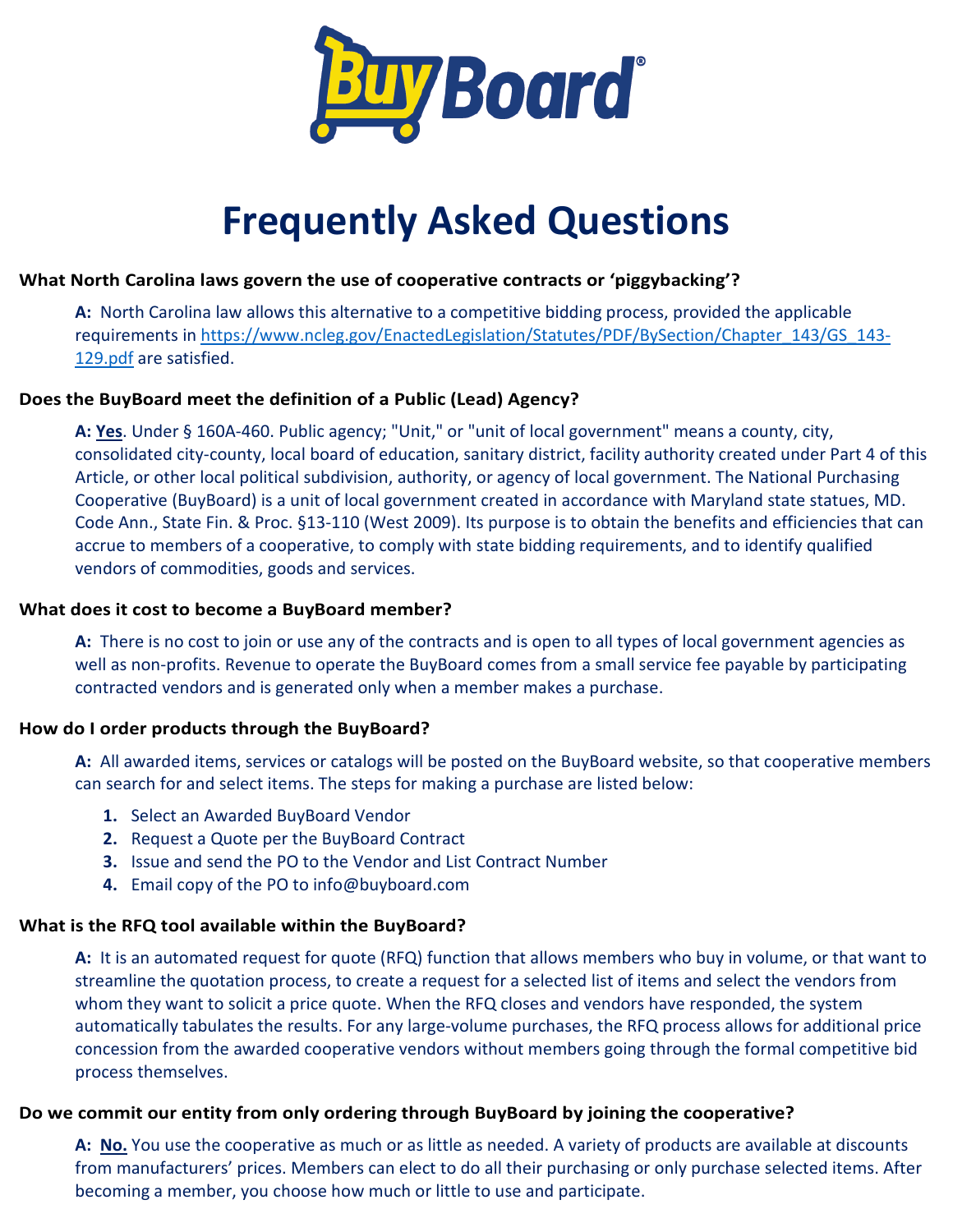# BuyBoard®

# Frequently Asked Questions

**What North Carolina laws govern the use of cooperative contracts or 'piggybacking'?**

> **A:** North Carolina law allows this alternative to a competitive bidding process, provided the applicable requirements in [https://www.ncleg.gov/EnactedLegislation/Statutes/PDF/BySection/Chapter_143/GS_143-129.pdf](https://www.ncleg.gov/EnactedLegislation/Statutes/PDF/BySection/Chapter_143/GS_143-129.pdf) are satisfied.

**Does the BuyBoard meet the definition of a Public (Lead) Agency?**

> **A: <u>Yes</u>**. Under § 160A-460. Public agency; "Unit," or "unit of local government" means a county, city, consolidated city-county, local board of education, sanitary district, facility authority created under Part 4 of this Article, or other local political subdivision, authority, or agency of local government. The National Purchasing Cooperative (BuyBoard) is a unit of local government created in accordance with Maryland state statues, MD. Code Ann., State Fin. & Proc. §13-110 (West 2009). Its purpose is to obtain the benefits and efficiencies that can accrue to members of a cooperative, to comply with state bidding requirements, and to identify qualified vendors of commodities, goods and services.

**What does it cost to become a BuyBoard member?**

> **A:** There is no cost to join or use any of the contracts and is open to all types of local government agencies as well as non-profits. Revenue to operate the BuyBoard comes from a small service fee payable by participating contracted vendors and is generated only when a member makes a purchase.

**How do I order products through the BuyBoard?**

> **A:** All awarded items, services or catalogs will be posted on the BuyBoard website, so that cooperative members can search for and select items. The steps for making a purchase are listed below:
>
> 1. Select an Awarded BuyBoard Vendor
> 2. Request a Quote per the BuyBoard Contract
> 3. Issue and send the PO to the Vendor and List Contract Number
> 4. Email copy of the PO to info@buyboard.com

**What is the RFQ tool available within the BuyBoard?**

> **A:** It is an automated request for quote (RFQ) function that allows members who buy in volume, or that want to streamline the quotation process, to create a request for a selected list of items and select the vendors from whom they want to solicit a price quote. When the RFQ closes and vendors have responded, the system automatically tabulates the results. For any large-volume purchases, the RFQ process allows for additional price concession from the awarded cooperative vendors without members going through the formal competitive bid process themselves.

**Do we commit our entity from only ordering through BuyBoard by joining the cooperative?**

> **A: <u>No.</u>** You use the cooperative as much or as little as needed. A variety of products are available at discounts from manufacturers' prices. Members can elect to do all their purchasing or only purchase selected items. After becoming a member, you choose how much or little to use and participate.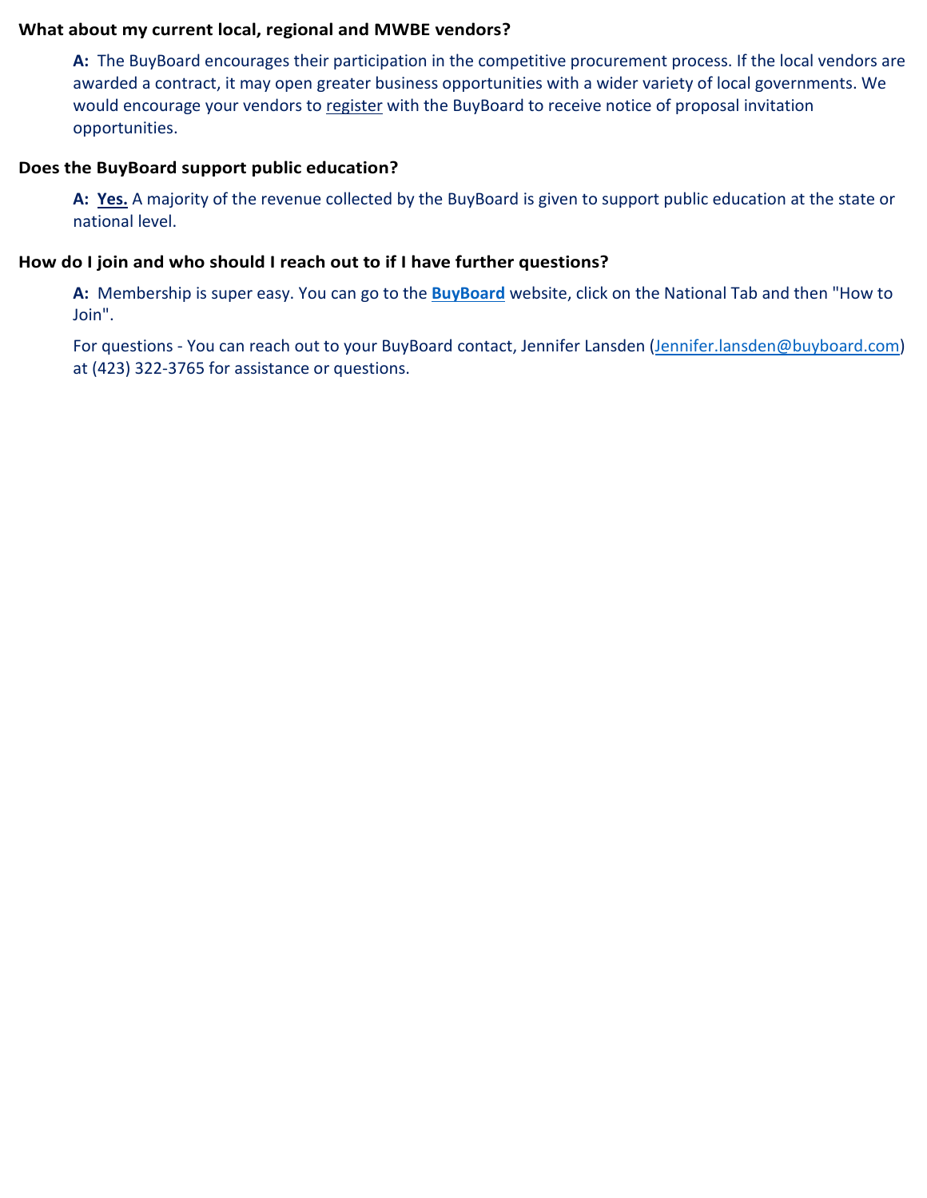**What about my current local, regional and MWBE vendors?**

> **A:** The BuyBoard encourages their participation in the competitive procurement process. If the local vendors are awarded a contract, it may open greater business opportunities with a wider variety of local governments. We would encourage your vendors to register with the BuyBoard to receive notice of proposal invitation opportunities.

**Does the BuyBoard support public education?**

> **A:** **Yes.** A majority of the revenue collected by the BuyBoard is given to support public education at the state or national level.

**How do I join and who should I reach out to if I have further questions?**

> **A:** Membership is super easy. You can go to the **BuyBoard** website, click on the National Tab and then "How to Join".
>
> For questions - You can reach out to your BuyBoard contact, Jennifer Lansden (Jennifer.lansden@buyboard.com) at (423) 322-3765 for assistance or questions.